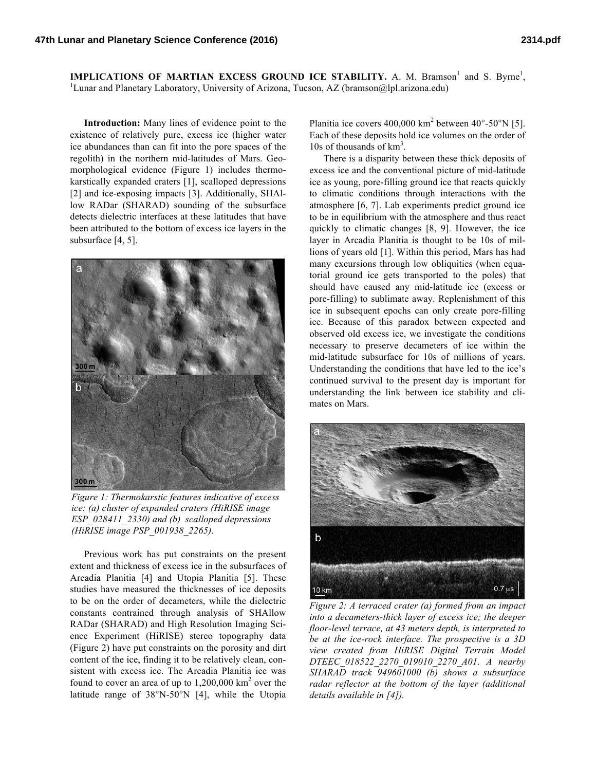**IMPLICATIONS OF MARTIAN EXCESS GROUND ICE STABILITY.** A. M. Bramson[1] and S. Byrne[1], [1]Lunar and Planetary Laboratory, University of Arizona, Tucson, AZ (bramson@lpl.arizona.edu)

**Introduction:** Many lines of evidence point to the existence of relatively pure, excess ice (higher water ice abundances than can fit into the pore spaces of the regolith) in the northern mid-latitudes of Mars. Geomorphological evidence (Figure 1) includes thermokarstically expanded craters [1], scalloped depressions [2] and ice-exposing impacts [3]. Additionally, SHAllow RADar (SHARAD) sounding of the subsurface detects dielectric interfaces at these latitudes that have been attributed to the bottom of excess ice layers in the subsurface [4, 5].

*Figure 1: Thermokarstic features indicative of excess ice: (a) cluster of expanded craters (HiRISE image ESP_028411_2330) and (b) scalloped depressions (HiRISE image PSP_001938_2265).*

Previous work has put constraints on the present extent and thickness of excess ice in the subsurfaces of Arcadia Planitia [4] and Utopia Planitia [5]. These studies have measured the thicknesses of ice deposits to be on the order of decameters, while the dielectric constants contrained through analysis of SHAllow RADar (SHARAD) and High Resolution Imaging Science Experiment (HiRISE) stereo topography data (Figure 2) have put constraints on the porosity and dirt content of the ice, finding it to be relatively clean, consistent with excess ice. The Arcadia Planitia ice was found to cover an area of up to 1,200,000 km$^2$ over the latitude range of 38°N-50°N [4], while the Utopia Planitia ice covers 400,000 km$^2$ between 40°-50°N [5]. Each of these deposits hold ice volumes on the order of 10s of thousands of km$^3$.

There is a disparity between these thick deposits of excess ice and the conventional picture of mid-latitude ice as young, pore-filling ground ice that reacts quickly to climatic conditions through interactions with the atmosphere [6, 7]. Lab experiments predict ground ice to be in equilibrium with the atmosphere and thus react quickly to climatic changes [8, 9]. However, the ice layer in Arcadia Planitia is thought to be 10s of millions of years old [1]. Within this period, Mars has had many excursions through low obliquities (when equatorial ground ice gets transported to the poles) that should have caused any mid-latitude ice (excess or pore-filling) to sublimate away. Replenishment of this ice in subsequent epochs can only create pore-filling ice. Because of this paradox between expected and observed old excess ice, we investigate the conditions necessary to preserve decameters of ice within the mid-latitude subsurface for 10s of millions of years. Understanding the conditions that have led to the ice's continued survival to the present day is important for understanding the link between ice stability and climates on Mars.

*Figure 2: A terraced crater (a) formed from an impact into a decameters-thick layer of excess ice; the deeper floor-level terrace, at 43 meters depth, is interpreted to be at the ice-rock interface. The prospective is a 3D view created from HiRISE Digital Terrain Model DTEEC_018522_2270_019010_2270_A01. A nearby SHARAD track 949601000 (b) shows a subsurface radar reflector at the bottom of the layer (additional details available in [4]).*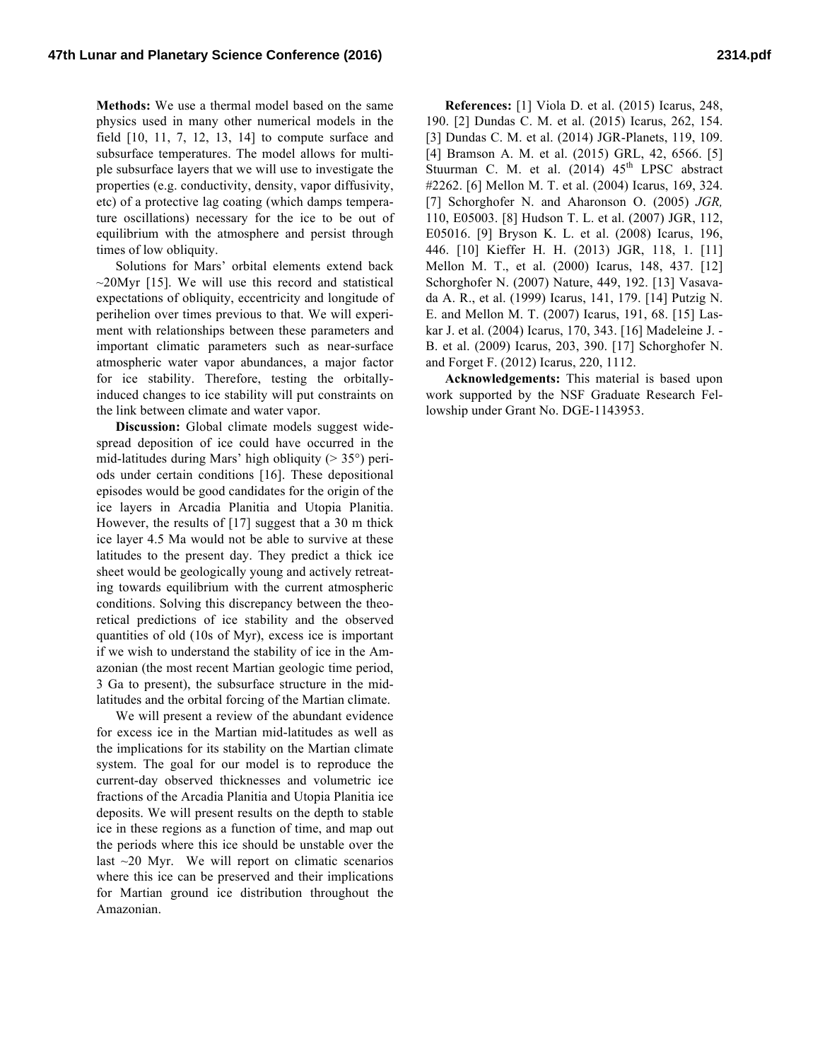**Methods:** We use a thermal model based on the same physics used in many other numerical models in the field [10, 11, 7, 12, 13, 14] to compute surface and subsurface temperatures. The model allows for multiple subsurface layers that we will use to investigate the properties (e.g. conductivity, density, vapor diffusivity, etc) of a protective lag coating (which damps temperature oscillations) necessary for the ice to be out of equilibrium with the atmosphere and persist through times of low obliquity.

Solutions for Mars' orbital elements extend back ~20Myr [15]. We will use this record and statistical expectations of obliquity, eccentricity and longitude of perihelion over times previous to that. We will experiment with relationships between these parameters and important climatic parameters such as near-surface atmospheric water vapor abundances, a major factor for ice stability. Therefore, testing the orbitally-induced changes to ice stability will put constraints on the link between climate and water vapor.

**Discussion:** Global climate models suggest widespread deposition of ice could have occurred in the mid-latitudes during Mars' high obliquity (> 35°) periods under certain conditions [16]. These depositional episodes would be good candidates for the origin of the ice layers in Arcadia Planitia and Utopia Planitia. However, the results of [17] suggest that a 30 m thick ice layer 4.5 Ma would not be able to survive at these latitudes to the present day. They predict a thick ice sheet would be geologically young and actively retreating towards equilibrium with the current atmospheric conditions. Solving this discrepancy between the theoretical predictions of ice stability and the observed quantities of old (10s of Myr), excess ice is important if we wish to understand the stability of ice in the Amazonian (the most recent Martian geologic time period, 3 Ga to present), the subsurface structure in the mid-latitudes and the orbital forcing of the Martian climate.

We will present a review of the abundant evidence for excess ice in the Martian mid-latitudes as well as the implications for its stability on the Martian climate system. The goal for our model is to reproduce the current-day observed thicknesses and volumetric ice fractions of the Arcadia Planitia and Utopia Planitia ice deposits. We will present results on the depth to stable ice in these regions as a function of time, and map out the periods where this ice should be unstable over the last ~20 Myr. We will report on climatic scenarios where this ice can be preserved and their implications for Martian ground ice distribution throughout the Amazonian.

**References:** [1] Viola D. et al. (2015) Icarus, 248, 190. [2] Dundas C. M. et al. (2015) Icarus, 262, 154. [3] Dundas C. M. et al. (2014) JGR-Planets, 119, 109. [4] Bramson A. M. et al. (2015) GRL, 42, 6566. [5] Stuurman C. M. et al. (2014) 45th LPSC abstract #2262. [6] Mellon M. T. et al. (2004) Icarus, 169, 324. [7] Schorghofer N. and Aharonson O. (2005) *JGR,* 110, E05003. [8] Hudson T. L. et al. (2007) JGR, 112, E05016. [9] Bryson K. L. et al. (2008) Icarus, 196, 446. [10] Kieffer H. H. (2013) JGR, 118, 1. [11] Mellon M. T., et al. (2000) Icarus, 148, 437. [12] Schorghofer N. (2007) Nature, 449, 192. [13] Vasavada A. R., et al. (1999) Icarus, 141, 179. [14] Putzig N. E. and Mellon M. T. (2007) Icarus, 191, 68. [15] Laskar J. et al. (2004) Icarus, 170, 343. [16] Madeleine J. -B. et al. (2009) Icarus, 203, 390. [17] Schorghofer N. and Forget F. (2012) Icarus, 220, 1112.

**Acknowledgements:** This material is based upon work supported by the NSF Graduate Research Fellowship under Grant No. DGE-1143953.